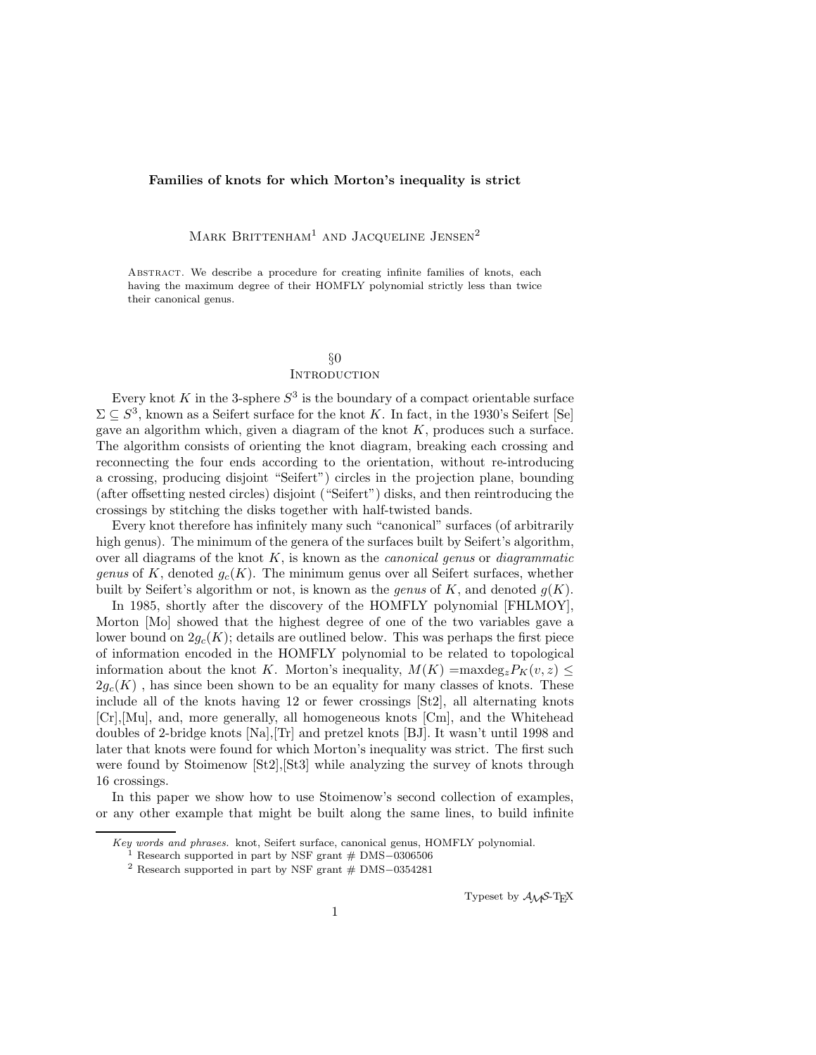# Families of knots for which Morton's inequality is strict

Mark Brittenham[1] and Jacqueline Jensen[2]

Abstract. We describe a procedure for creating infinite families of knots, each having the maximum degree of their HOMFLY polynomial strictly less than twice their canonical genus.

## §0
## Introduction

Every knot $K$ in the 3-sphere $S^3$ is the boundary of a compact orientable surface $\Sigma \subseteq S^3$, known as a Seifert surface for the knot $K$. In fact, in the 1930's Seifert [Se] gave an algorithm which, given a diagram of the knot $K$, produces such a surface. The algorithm consists of orienting the knot diagram, breaking each crossing and reconnecting the four ends according to the orientation, without re-introducing a crossing, producing disjoint "Seifert") circles in the projection plane, bounding (after offsetting nested circles) disjoint ("Seifert") disks, and then reintroducing the crossings by stitching the disks together with half-twisted bands.

Every knot therefore has infinitely many such "canonical" surfaces (of arbitrarily high genus). The minimum of the genera of the surfaces built by Seifert's algorithm, over all diagrams of the knot $K$, is known as the *canonical genus* or *diagrammatic genus* of $K$, denoted $g_c(K)$. The minimum genus over all Seifert surfaces, whether built by Seifert's algorithm or not, is known as the *genus* of $K$, and denoted $g(K)$.

In 1985, shortly after the discovery of the HOMFLY polynomial [FHLMOY], Morton [Mo] showed that the highest degree of one of the two variables gave a lower bound on $2g_c(K)$; details are outlined below. This was perhaps the first piece of information encoded in the HOMFLY polynomial to be related to topological information about the knot $K$. Morton's inequality, $M(K) = \text{maxdeg}_z P_K(v,z) \leq 2g_c(K)$ , has since been shown to be an equality for many classes of knots. These include all of the knots having 12 or fewer crossings [St2], all alternating knots [Cr],[Mu], and, more generally, all homogeneous knots [Cm], and the Whitehead doubles of 2-bridge knots [Na],[Tr] and pretzel knots [BJ]. It wasn't until 1998 and later that knots were found for which Morton's inequality was strict. The first such were found by Stoimenow [St2],[St3] while analyzing the survey of knots through 16 crossings.

In this paper we show how to use Stoimenow's second collection of examples, or any other example that might be built along the same lines, to build infinite

---

*Key words and phrases.* knot, Seifert surface, canonical genus, HOMFLY polynomial.

[1] Research supported in part by NSF grant # DMS−0306506

[2] Research supported in part by NSF grant # DMS−0354281

Typeset by $\mathcal{A}\mathcal{M}\mathcal{S}$-TEX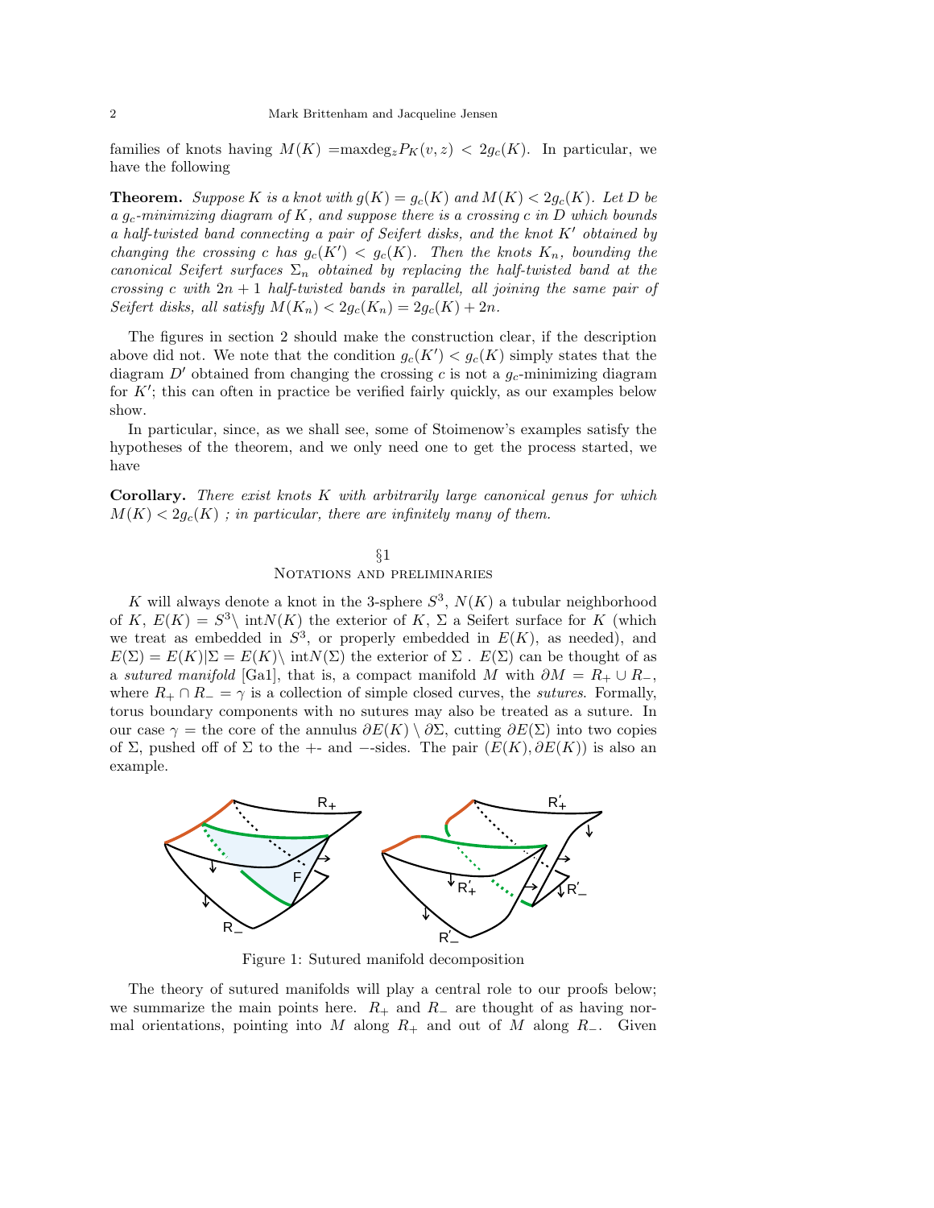families of knots having $M(K) = \text{maxdeg}_z P_K(v, z) < 2g_c(K)$. In particular, we have the following

**Theorem.** *Suppose $K$ is a knot with $g(K) = g_c(K)$ and $M(K) < 2g_c(K)$. Let $D$ be a $g_c$-minimizing diagram of $K$, and suppose there is a crossing $c$ in $D$ which bounds a half-twisted band connecting a pair of Seifert disks, and the knot $K'$ obtained by changing the crossing $c$ has $g_c(K') < g_c(K)$. Then the knots $K_n$, bounding the canonical Seifert surfaces $\Sigma_n$ obtained by replacing the half-twisted band at the crossing $c$ with $2n + 1$ half-twisted bands in parallel, all joining the same pair of Seifert disks, all satisfy $M(K_n) < 2g_c(K_n) = 2g_c(K) + 2n$.*

The figures in section 2 should make the construction clear, if the description above did not. We note that the condition $g_c(K') < g_c(K)$ simply states that the diagram $D'$ obtained from changing the crossing $c$ is not a $g_c$-minimizing diagram for $K'$; this can often in practice be verified fairly quickly, as our examples below show.

In particular, since, as we shall see, some of Stoimenow's examples satisfy the hypotheses of the theorem, and we only need one to get the process started, we have

**Corollary.** *There exist knots $K$ with arbitrarily large canonical genus for which $M(K) < 2g_c(K)$ ; in particular, there are infinitely many of them.*

## §1
## Notations and preliminaries

$K$ will always denote a knot in the 3-sphere $S^3$, $N(K)$ a tubular neighborhood of $K$, $E(K) = S^3 \setminus \text{int}N(K)$ the exterior of $K$, $\Sigma$ a Seifert surface for $K$ (which we treat as embedded in $S^3$, or properly embedded in $E(K)$, as needed), and $E(\Sigma) = E(K)|\Sigma = E(K) \setminus \text{int}N(\Sigma)$ the exterior of $\Sigma$ . $E(\Sigma)$ can be thought of as a *sutured manifold* [Ga1], that is, a compact manifold $M$ with $\partial M = R_+ \cup R_-$, where $R_+ \cap R_- = \gamma$ is a collection of simple closed curves, the *sutures*. Formally, torus boundary components with no sutures may also be treated as a suture. In our case $\gamma$ = the core of the annulus $\partial E(K) \setminus \partial\Sigma$, cutting $\partial E(\Sigma)$ into two copies of $\Sigma$, pushed off of $\Sigma$ to the $+$- and $-$-sides. The pair $(E(K), \partial E(K))$ is also an example.

Figure 1: Sutured manifold decomposition

The theory of sutured manifolds will play a central role to our proofs below; we summarize the main points here. $R_+$ and $R_-$ are thought of as having normal orientations, pointing into $M$ along $R_+$ and out of $M$ along $R_-$. Given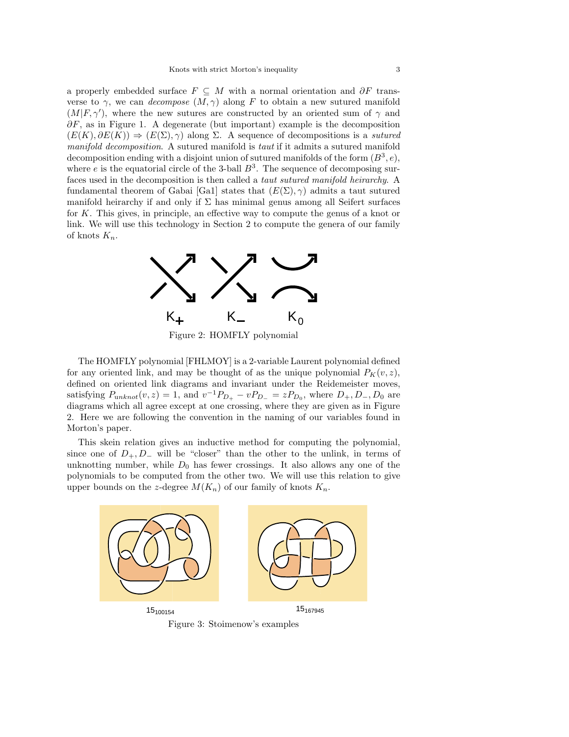a properly embedded surface $F \subseteq M$ with a normal orientation and $\partial F$ transverse to $\gamma$, we can *decompose* $(M,\gamma)$ along $F$ to obtain a new sutured manifold $(M|F,\gamma')$, where the new sutures are constructed by an oriented sum of $\gamma$ and $\partial F$, as in Figure 1. A degenerate (but important) example is the decomposition $(E(K),\partial E(K)) \Rightarrow (E(\Sigma),\gamma)$ along $\Sigma$. A sequence of decompositions is a *sutured manifold decomposition*. A sutured manifold is *taut* if it admits a sutured manifold decomposition ending with a disjoint union of sutured manifolds of the form $(B^3,e)$, where $e$ is the equatorial circle of the 3-ball $B^3$. The sequence of decomposing surfaces used in the decomposition is then called a *taut sutured manifold heirarchy*. A fundamental theorem of Gabai [Ga1] states that $(E(\Sigma),\gamma)$ admits a taut sutured manifold heirarchy if and only if $\Sigma$ has minimal genus among all Seifert surfaces for $K$. This gives, in principle, an effective way to compute the genus of a knot or link. We will use this technology in Section 2 to compute the genera of our family of knots $K_n$.

$K_+$ $K_-$ $K_0$

Figure 2: HOMFLY polynomial

The HOMFLY polynomial [FHLMOY] is a 2-variable Laurent polynomial defined for any oriented link, and may be thought of as the unique polynomial $P_K(v,z)$, defined on oriented link diagrams and invariant under the Reidemeister moves, satisfying $P_{unknot}(v,z) = 1$, and $v^{-1}P_{D_+} - vP_{D_-} = zP_{D_0}$, where $D_+, D_-, D_0$ are diagrams which all agree except at one crossing, where they are given as in Figure 2. Here we are following the convention in the naming of our variables found in Morton's paper.

This skein relation gives an inductive method for computing the polynomial, since one of $D_+, D_-$ will be "closer" than the other to the unlink, in terms of unknotting number, while $D_0$ has fewer crossings. It also allows any one of the polynomials to be computed from the other two. We will use this relation to give upper bounds on the $z$-degree $M(K_n)$ of our family of knots $K_n$.

$15_{100154}$ $15_{167945}$

Figure 3: Stoimenow's examples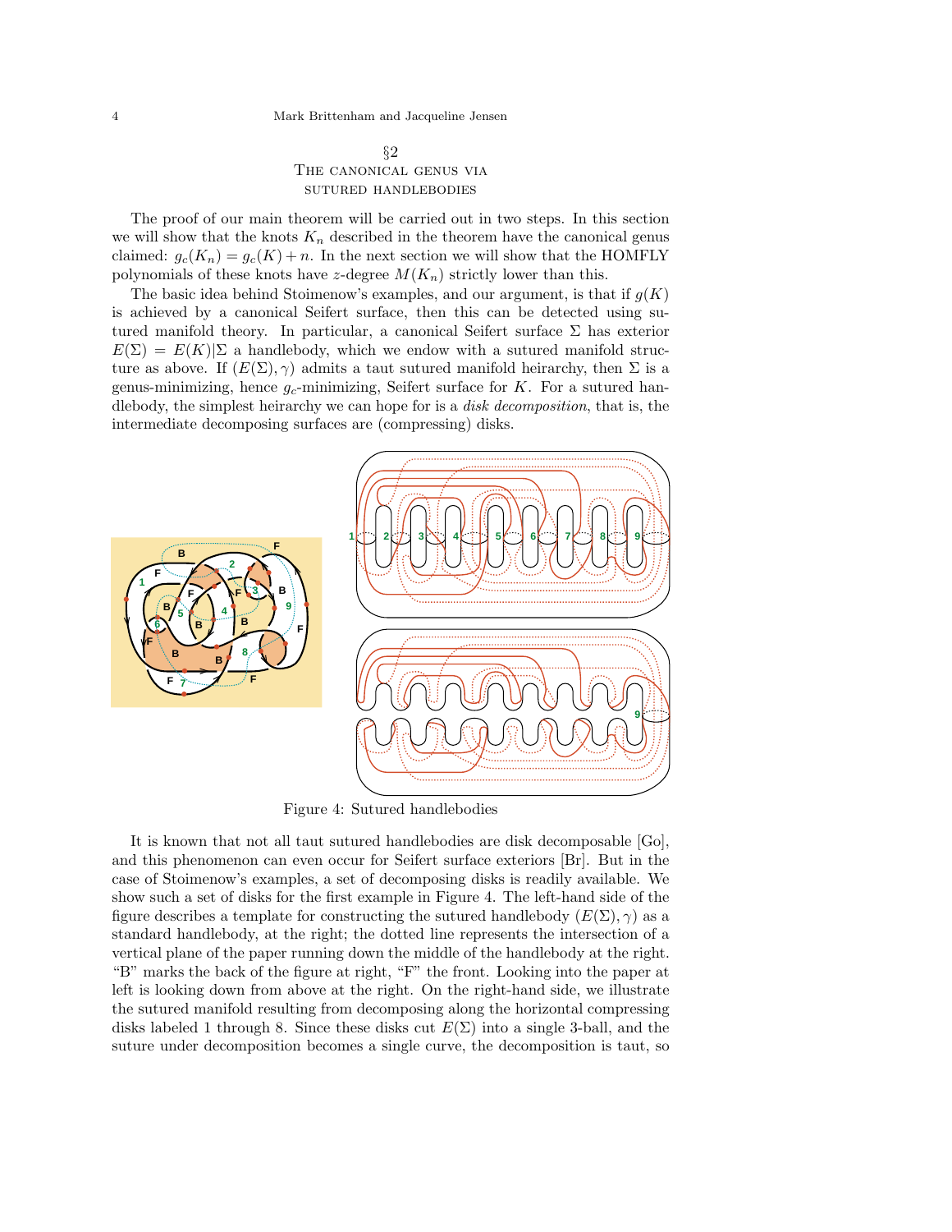## §2
## The canonical genus via sutured handlebodies

The proof of our main theorem will be carried out in two steps. In this section we will show that the knots $K_n$ described in the theorem have the canonical genus claimed: $g_c(K_n) = g_c(K) + n$. In the next section we will show that the HOMFLY polynomials of these knots have $z$-degree $M(K_n)$ strictly lower than this.

The basic idea behind Stoimenow's examples, and our argument, is that if $g(K)$ is achieved by a canonical Seifert surface, then this can be detected using sutured manifold theory. In particular, a canonical Seifert surface $\Sigma$ has exterior $E(\Sigma) = E(K)|\Sigma$ a handlebody, which we endow with a sutured manifold structure as above. If $(E(\Sigma), \gamma)$ admits a taut sutured manifold heirarchy, then $\Sigma$ is a genus-minimizing, hence $g_c$-minimizing, Seifert surface for $K$. For a sutured handlebody, the simplest heirarchy we can hope for is a *disk decomposition*, that is, the intermediate decomposing surfaces are (compressing) disks.

Figure 4: Sutured handlebodies

It is known that not all taut sutured handlebodies are disk decomposable [Go], and this phenomenon can even occur for Seifert surface exteriors [Br]. But in the case of Stoimenow's examples, a set of decomposing disks is readily available. We show such a set of disks for the first example in Figure 4. The left-hand side of the figure describes a template for constructing the sutured handlebody $(E(\Sigma), \gamma)$ as a standard handlebody, at the right; the dotted line represents the intersection of a vertical plane of the paper running down the middle of the handlebody at the right. "B" marks the back of the figure at right, "F" the front. Looking into the paper at left is looking down from above at the right. On the right-hand side, we illustrate the sutured manifold resulting from decomposing along the horizontal compressing disks labeled 1 through 8. Since these disks cut $E(\Sigma)$ into a single 3-ball, and the suture under decomposition becomes a single curve, the decomposition is taut, so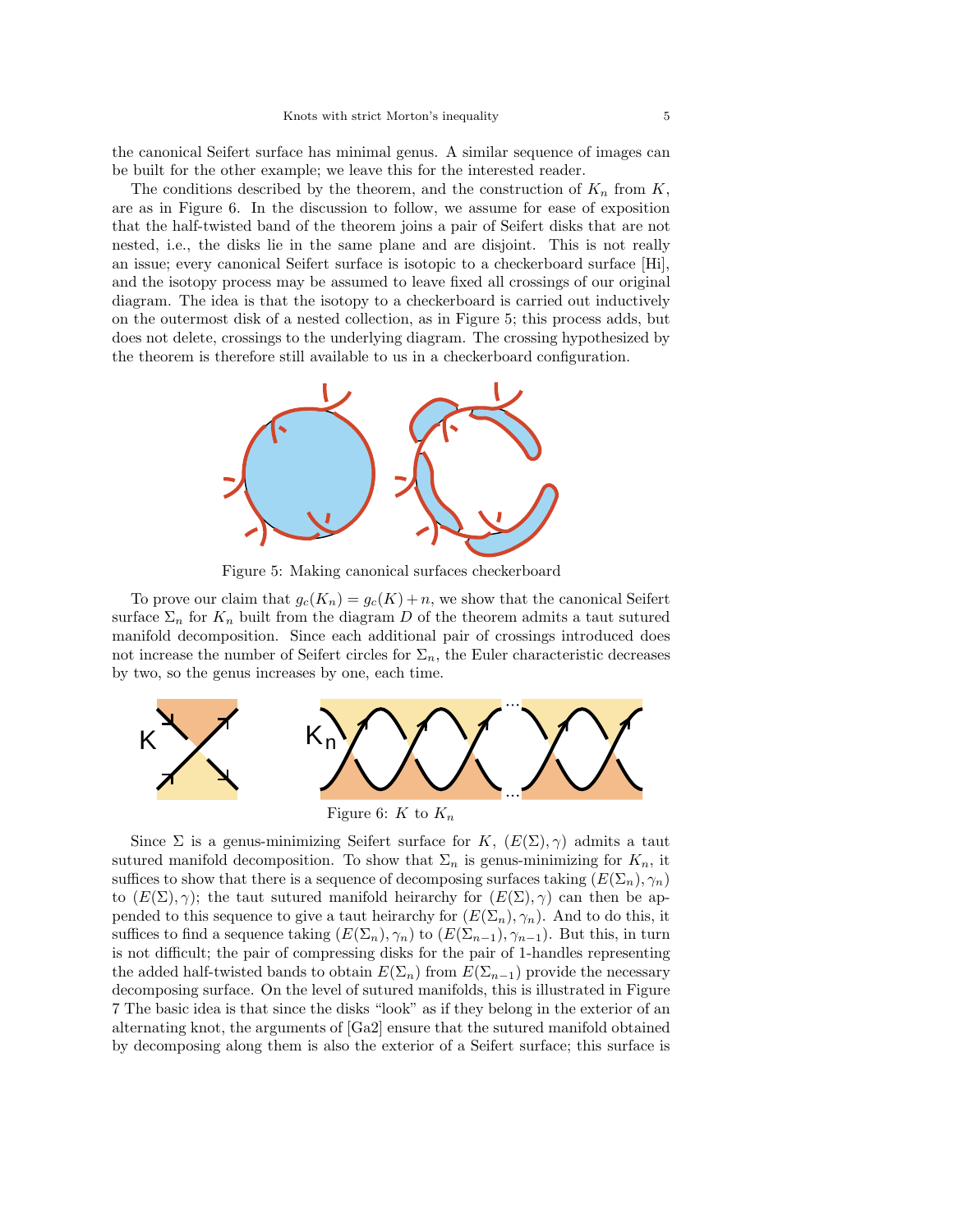the canonical Seifert surface has minimal genus. A similar sequence of images can be built for the other example; we leave this for the interested reader.

The conditions described by the theorem, and the construction of $K_n$ from $K$, are as in Figure 6. In the discussion to follow, we assume for ease of exposition that the half-twisted band of the theorem joins a pair of Seifert disks that are not nested, i.e., the disks lie in the same plane and are disjoint. This is not really an issue; every canonical Seifert surface is isotopic to a checkerboard surface [Hi], and the isotopy process may be assumed to leave fixed all crossings of our original diagram. The idea is that the isotopy to a checkerboard is carried out inductively on the outermost disk of a nested collection, as in Figure 5; this process adds, but does not delete, crossings to the underlying diagram. The crossing hypothesized by the theorem is therefore still available to us in a checkerboard configuration.

Figure 5: Making canonical surfaces checkerboard

To prove our claim that $g_c(K_n) = g_c(K) + n$, we show that the canonical Seifert surface $\Sigma_n$ for $K_n$ built from the diagram $D$ of the theorem admits a taut sutured manifold decomposition. Since each additional pair of crossings introduced does not increase the number of Seifert circles for $\Sigma_n$, the Euler characteristic decreases by two, so the genus increases by one, each time.

Figure 6: $K$ to $K_n$

Since $\Sigma$ is a genus-minimizing Seifert surface for $K$, $(E(\Sigma), \gamma)$ admits a taut sutured manifold decomposition. To show that $\Sigma_n$ is genus-minimizing for $K_n$, it suffices to show that there is a sequence of decomposing surfaces taking $(E(\Sigma_n), \gamma_n)$ to $(E(\Sigma), \gamma)$; the taut sutured manifold heirarchy for $(E(\Sigma), \gamma)$ can then be appended to this sequence to give a taut heirarchy for $(E(\Sigma_n), \gamma_n)$. And to do this, it suffices to find a sequence taking $(E(\Sigma_n), \gamma_n)$ to $(E(\Sigma_{n-1}), \gamma_{n-1})$. But this, in turn is not difficult; the pair of compressing disks for the pair of 1-handles representing the added half-twisted bands to obtain $E(\Sigma_n)$ from $E(\Sigma_{n-1})$ provide the necessary decomposing surface. On the level of sutured manifolds, this is illustrated in Figure 7 The basic idea is that since the disks "look" as if they belong in the exterior of an alternating knot, the arguments of [Ga2] ensure that the sutured manifold obtained by decomposing along them is also the exterior of a Seifert surface; this surface is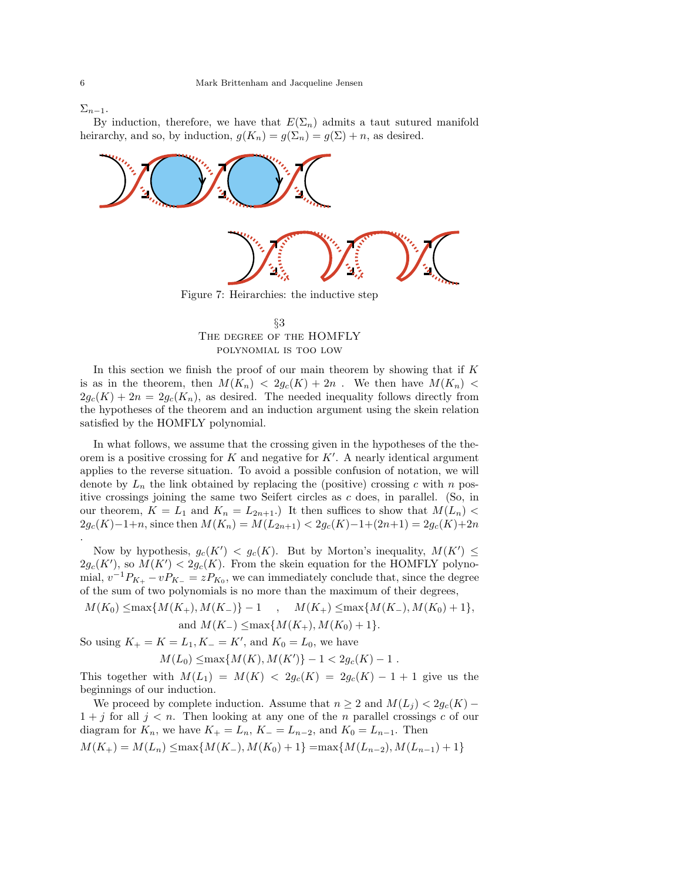$\Sigma_{n-1}$.

By induction, therefore, we have that $E(\Sigma_n)$ admits a taut sutured manifold heirarchy, and so, by induction, $g(K_n) = g(\Sigma_n) = g(\Sigma) + n$, as desired.

Figure 7: Heirarchies: the inductive step

## §3 The degree of the HOMFLY polynomial is too low

In this section we finish the proof of our main theorem by showing that if $K$ is as in the theorem, then $M(K_n) < 2g_c(K) + 2n$ . We then have $M(K_n) < 2g_c(K) + 2n = 2g_c(K_n)$, as desired. The needed inequality follows directly from the hypotheses of the theorem and an induction argument using the skein relation satisfied by the HOMFLY polynomial.

In what follows, we assume that the crossing given in the hypotheses of the theorem is a positive crossing for $K$ and negative for $K'$. A nearly identical argument applies to the reverse situation. To avoid a possible confusion of notation, we will denote by $L_n$ the link obtained by replacing the (positive) crossing $c$ with $n$ positive crossings joining the same two Seifert circles as $c$ does, in parallel. (So, in our theorem, $K = L_1$ and $K_n = L_{2n+1}$.) It then suffices to show that $M(L_n) < 2g_c(K) - 1 + n$, since then $M(K_n) = M(L_{2n+1}) < 2g_c(K) - 1 + (2n+1) = 2g_c(K) + 2n$ .

Now by hypothesis, $g_c(K') < g_c(K)$. But by Morton's inequality, $M(K') \leq 2g_c(K')$, so $M(K') < 2g_c(K)$. From the skein equation for the HOMFLY polynomial, $v^{-1}P_{K_+} - vP_{K_-} = zP_{K_0}$, we can immediately conclude that, since the degree of the sum of two polynomials is no more than the maximum of their degrees,

$$M(K_0) \leq \max\{M(K_+), M(K_-)\} - 1 \quad , \quad M(K_+) \leq \max\{M(K_-), M(K_0) + 1\},$$
$$\text{and } M(K_-) \leq \max\{M(K_+), M(K_0) + 1\}.$$

So using $K_+ = K = L_1, K_- = K'$, and $K_0 = L_0$, we have

$$M(L_0) \leq \max\{M(K), M(K')\} - 1 < 2g_c(K) - 1 \ .$$

This together with $M(L_1) = M(K) < 2g_c(K) = 2g_c(K) - 1 + 1$ give us the beginnings of our induction.

We proceed by complete induction. Assume that $n \geq 2$ and $M(L_j) < 2g_c(K) - 1 + j$ for all $j < n$. Then looking at any one of the $n$ parallel crossings $c$ of our diagram for $K_n$, we have $K_+ = L_n$, $K_- = L_{n-2}$, and $K_0 = L_{n-1}$. Then

$$M(K_+) = M(L_n) \leq \max\{M(K_-), M(K_0) + 1\} = \max\{M(L_{n-2}), M(L_{n-1}) + 1\}$$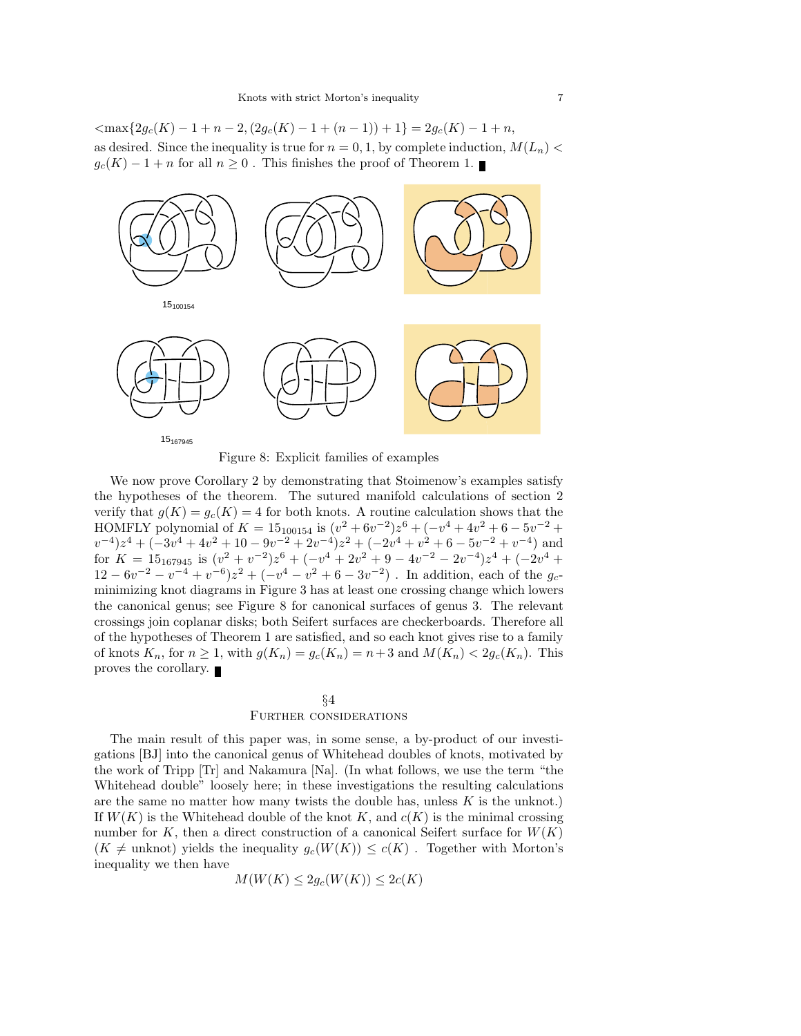$< \max\{2g_c(K) - 1 + n - 2, (2g_c(K) - 1 + (n-1)) + 1\} = 2g_c(K) - 1 + n,$

as desired. Since the inequality is true for $n = 0, 1$, by complete induction, $M(L_n) < g_c(K) - 1 + n$ for all $n \geq 0$ . This finishes the proof of Theorem 1. ∎

$15_{100154}$

$15_{167945}$

Figure 8: Explicit families of examples

We now prove Corollary 2 by demonstrating that Stoimenow's examples satisfy the hypotheses of the theorem. The sutured manifold calculations of section 2 verify that $g(K) = g_c(K) = 4$ for both knots. A routine calculation shows that the HOMFLY polynomial of $K = 15_{100154}$ is $(v^2 + 6v^{-2})z^6 + (-v^4 + 4v^2 + 6 - 5v^{-2} + v^{-4})z^4 + (-3v^4 + 4v^2 + 10 - 9v^{-2} + 2v^{-4})z^2 + (-2v^4 + v^2 + 6 - 5v^{-2} + v^{-4})$ and for $K = 15_{167945}$ is $(v^2 + v^{-2})z^6 + (-v^4 + 2v^2 + 9 - 4v^{-2} - 2v^{-4})z^4 + (-2v^4 + 12 - 6v^{-2} - v^{-4} + v^{-6})z^2 + (-v^4 - v^2 + 6 - 3v^{-2})$ . In addition, each of the $g_c$-minimizing knot diagrams in Figure 3 has at least one crossing change which lowers the canonical genus; see Figure 8 for canonical surfaces of genus 3. The relevant crossings join coplanar disks; both Seifert surfaces are checkerboards. Therefore all of the hypotheses of Theorem 1 are satisfied, and so each knot gives rise to a family of knots $K_n$, for $n \geq 1$, with $g(K_n) = g_c(K_n) = n+3$ and $M(K_n) < 2g_c(K_n)$. This proves the corollary. ∎

## §4
## Further considerations

The main result of this paper was, in some sense, a by-product of our investigations [BJ] into the canonical genus of Whitehead doubles of knots, motivated by the work of Tripp [Tr] and Nakamura [Na]. (In what follows, we use the term "the Whitehead double" loosely here; in these investigations the resulting calculations are the same no matter how many twists the double has, unless $K$ is the unknot.) If $W(K)$ is the Whitehead double of the knot $K$, and $c(K)$ is the minimal crossing number for $K$, then a direct construction of a canonical Seifert surface for $W(K)$ ($K \neq$ unknot) yields the inequality $g_c(W(K)) \leq c(K)$ . Together with Morton's inequality we then have

$$M(W(K) \leq 2g_c(W(K)) \leq 2c(K)$$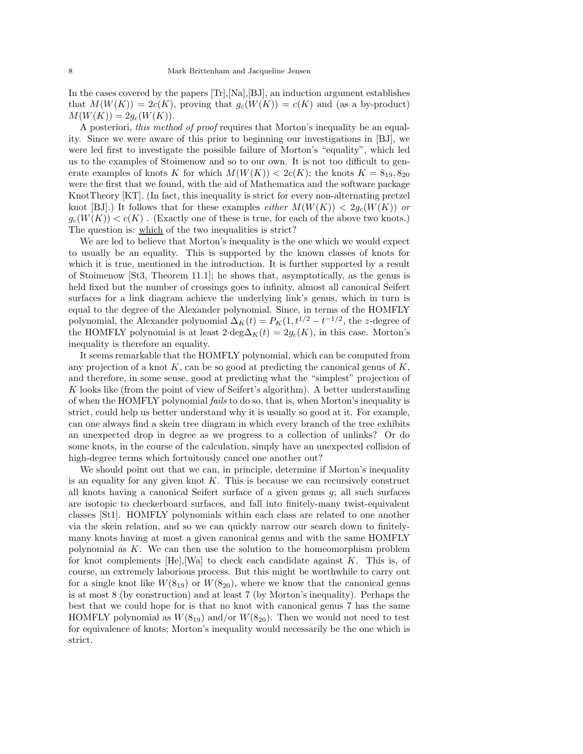In the cases covered by the papers [Tr],[Na],[BJ], an induction argument establishes that $M(W(K)) = 2c(K)$, proving that $g_c(W(K)) = c(K)$ and (as a by-product) $M(W(K)) = 2g_c(W(K))$.

A posteriori, *this method of proof* requires that Morton's inequality be an equality. Since we were aware of this prior to beginning our investigations in [BJ], we were led first to investigate the possible failure of Morton's "equality", which led us to the examples of Stoimenow and so to our own. It is not too difficult to generate examples of knots $K$ for which $M(W(K)) < 2c(K)$; the knots $K = 8_{19}, 8_{20}$ were the first that we found, with the aid of Mathematica and the software package KnotTheory [KT]. (In fact, this inequality is strict for every non-alternating pretzel knot [BJ].) It follows that for these examples *either* $M(W(K)) < 2g_c(W(K))$ *or* $g_c(W(K)) < c(K)$ . (Exactly one of these is true, for each of the above two knots.) The question is: <u>which</u> of the two inequalities is strict?

We are led to believe that Morton's inequality is the one which we would expect to usually be an equality. This is supported by the known classes of knots for which it is true, mentioned in the introduction. It is further supported by a result of Stoimenow [St3, Theorem 11.1]; he shows that, asymptotically, as the genus is held fixed but the number of crossings goes to infinity, almost all canonical Seifert surfaces for a link diagram achieve the underlying link's genus, which in turn is equal to the degree of the Alexander polynomial. Since, in terms of the HOMFLY polynomial, the Alexander polynomial $\Delta_K(t) = P_K(1, t^{1/2} - t^{-1/2}$, the $z$-degree of the HOMFLY polynomial is at least $2{\cdot}\deg\Delta_K(t) = 2g_c(K)$, in this case. Morton's inequality is therefore an equality.

It seems remarkable that the HOMFLY polynomial, which can be computed from any projection of a knot $K$, can be so good at predicting the canonical genus of $K$, and therefore, in some sense, good at predicting what the "simplest" projection of $K$ looks like (from the point of view of Seifert's algorithm). A better understanding of when the HOMFLY polynomial *fails* to do so, that is, when Morton's inequality is strict, could help us better understand why it is usually so good at it. For example, can one always find a skein tree diagram in which every branch of the tree exhibits an unexpected drop in degree as we progress to a collection of unlinks? Or do some knots, in the course of the calculation, simply have an unexpected collision of high-degree terms which fortuitously cancel one another out?

We should point out that we can, in principle, determine if Morton's inequality is an equality for any given knot $K$. This is because we can recursively construct all knots having a canonical Seifert surface of a given genus $g$; all such surfaces are isotopic to checkerboard surfaces, and fall into finitely-many twist-equivalent classes [St1]. HOMFLY polynomials within each class are related to one another via the skein relation, and so we can quickly narrow our search down to finitely-many knots having at most a given canonical genus and with the same HOMFLY polynomial as $K$. We can then use the solution to the homeomorphism problem for knot complements [He],[Wa] to check each candidate against $K$. This is, of course, an extremely laborious process. But this might be worthwhile to carry out for a single knot like $W(8_{19})$ or $W(8_{20})$, where we know that the canonical genus is at most 8 (by construction) and at least 7 (by Morton's inequality). Perhaps the best that we could hope for is that no knot with canonical genus 7 has the same HOMFLY polynomial as $W(8_{19})$ and/or $W(8_{20})$. Then we would not need to test for equivalence of knots; Morton's inequality would necessarily be the one which is strict.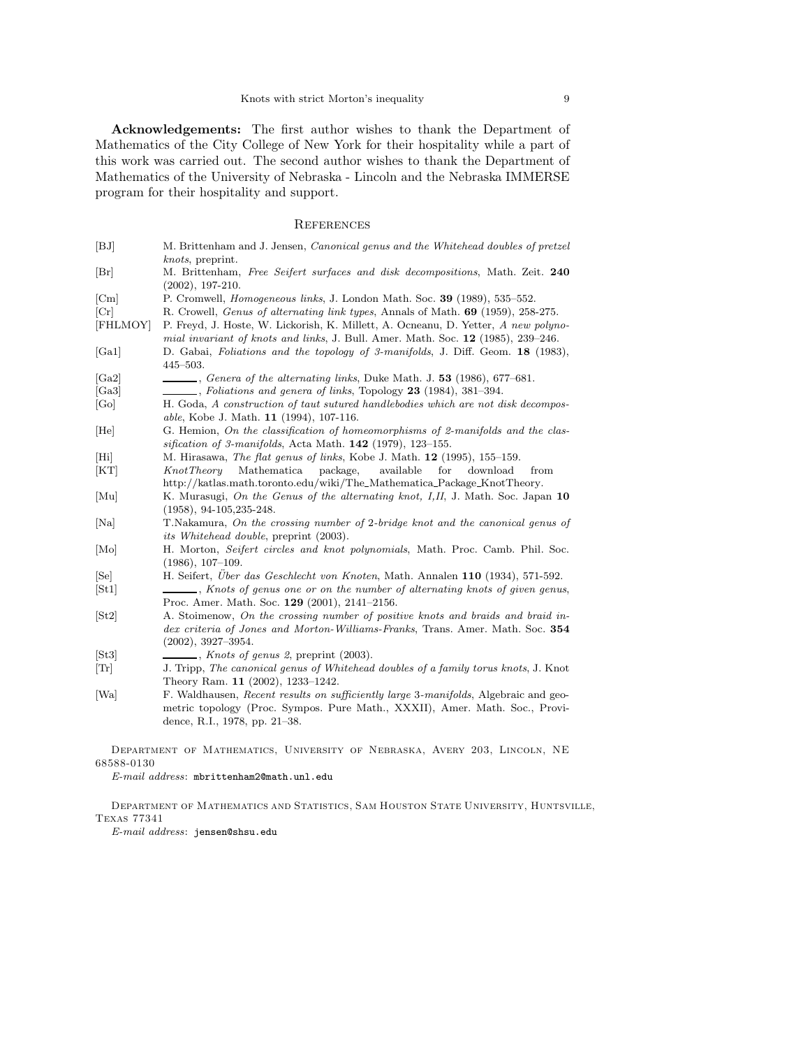**Acknowledgements:** The first author wishes to thank the Department of Mathematics of the City College of New York for their hospitality while a part of this work was carried out. The second author wishes to thank the Department of Mathematics of the University of Nebraska - Lincoln and the Nebraska IMMERSE program for their hospitality and support.

## References

[BJ] M. Brittenham and J. Jensen, *Canonical genus and the Whitehead doubles of pretzel knots*, preprint.

[Br] M. Brittenham, *Free Seifert surfaces and disk decompositions*, Math. Zeit. **240** (2002), 197-210.

[Cm] P. Cromwell, *Homogeneous links*, J. London Math. Soc. **39** (1989), 535–552.

[Cr] R. Crowell, *Genus of alternating link types*, Annals of Math. **69** (1959), 258-275.

[FHLMOY] P. Freyd, J. Hoste, W. Lickorish, K. Millett, A. Ocneanu, D. Yetter, *A new polynomial invariant of knots and links*, J. Bull. Amer. Math. Soc. **12** (1985), 239–246.

[Ga1] D. Gabai, *Foliations and the topology of 3-manifolds*, J. Diff. Geom. **18** (1983), 445–503.

[Ga2] ______, *Genera of the alternating links*, Duke Math. J. **53** (1986), 677–681.

[Ga3] ______, *Foliations and genera of links*, Topology **23** (1984), 381–394.

[Go] H. Goda, *A construction of taut sutured handlebodies which are not disk decomposable*, Kobe J. Math. **11** (1994), 107-116.

[He] G. Hemion, *On the classification of homeomorphisms of 2-manifolds and the classification of 3-manifolds*, Acta Math. **142** (1979), 123–155.

[Hi] M. Hirasawa, *The flat genus of links*, Kobe J. Math. **12** (1995), 155–159.

[KT] *KnotTheory* Mathematica package, available for download from http://katlas.math.toronto.edu/wiki/The_Mathematica_Package_KnotTheory.

[Mu] K. Murasugi, *On the Genus of the alternating knot, I,II*, J. Math. Soc. Japan **10** (1958), 94-105,235-248.

[Na] T.Nakamura, *On the crossing number of 2-bridge knot and the canonical genus of its Whitehead double*, preprint (2003).

[Mo] H. Morton, *Seifert circles and knot polynomials*, Math. Proc. Camb. Phil. Soc. (1986), 107–109.

[Se] H. Seifert, *Über das Geschlecht von Knoten*, Math. Annalen **110** (1934), 571-592.

[St1] ______, *Knots of genus one or on the number of alternating knots of given genus*, Proc. Amer. Math. Soc. **129** (2001), 2141–2156.

[St2] A. Stoimenow, *On the crossing number of positive knots and braids and braid index criteria of Jones and Morton-Williams-Franks*, Trans. Amer. Math. Soc. **354** (2002), 3927–3954.

[St3] ______, *Knots of genus 2*, preprint (2003).

[Tr] J. Tripp, *The canonical genus of Whitehead doubles of a family torus knots*, J. Knot Theory Ram. **11** (2002), 1233–1242.

[Wa] F. Waldhausen, *Recent results on sufficiently large 3-manifolds*, Algebraic and geometric topology (Proc. Sympos. Pure Math., XXXII), Amer. Math. Soc., Providence, R.I., 1978, pp. 21–38.

Department of Mathematics, University of Nebraska, Avery 203, Lincoln, NE 68588-0130

*E-mail address*: mbrittenham2@math.unl.edu

Department of Mathematics and Statistics, Sam Houston State University, Huntsville, Texas 77341

*E-mail address*: jensen@shsu.edu